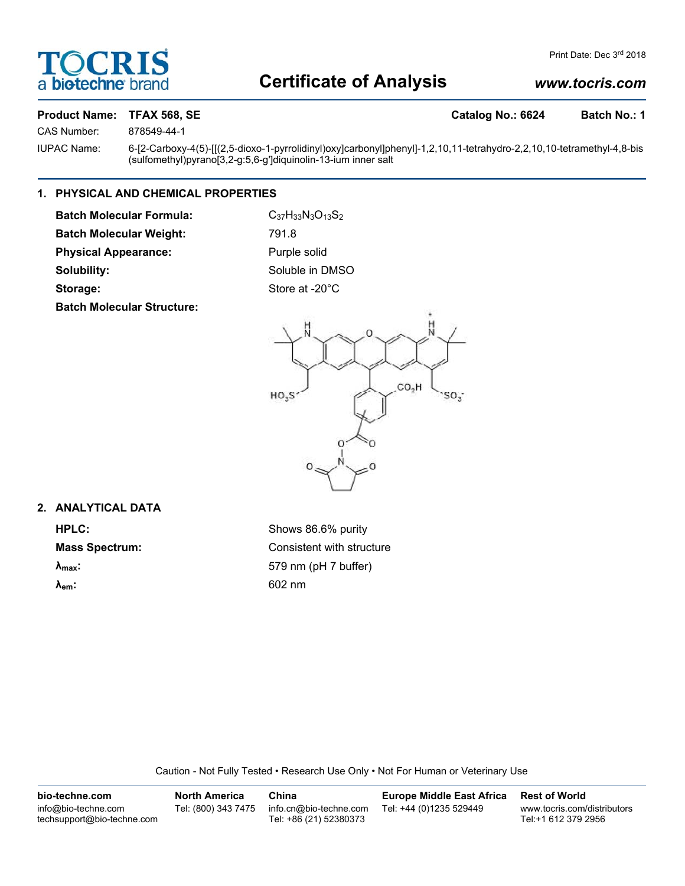Print Date: Dec 3rd 2018

# Certificate of Analysis

www.tocris.com

**Product Name:** **TFAX 568, SE** **Catalog No.: 6624** **Batch No.: 1**

CAS Number: 878549-44-1

IUPAC Name: 6-[2-Carboxy-4(5)-[[(2,5-dioxo-1-pyrrolidinyl)oxy]carbonyl]phenyl]-1,2,10,11-tetrahydro-2,2,10,10-tetramethyl-4,8-bis(sulfomethyl)pyrano[3,2-g:5,6-g']diquinolin-13-ium inner salt

## 1. PHYSICAL AND CHEMICAL PROPERTIES

**Batch Molecular Formula:** $C_{37}H_{33}N_3O_{13}S_2$

**Batch Molecular Weight:** 791.8

**Physical Appearance:** Purple solid

**Solubility:** Soluble in DMSO

**Storage:** Store at -20°C

**Batch Molecular Structure:**

## 2. ANALYTICAL DATA

**HPLC:** Shows 86.6% purity

**Mass Spectrum:** Consistent with structure

**$\lambda_{max}$:** 579 nm (pH 7 buffer)

**$\lambda_{em}$:** 602 nm

Caution - Not Fully Tested • Research Use Only • Not For Human or Veterinary Use

| bio-techne.com | North America | China | Europe Middle East Africa | Rest of World |
|---|---|---|---|---|
| info@bio-techne.com<br>techsupport@bio-techne.com | Tel: (800) 343 7475 | info.cn@bio-techne.com<br>Tel: +86 (21) 52380373 | Tel: +44 (0)1235 529449 | www.tocris.com/distributors<br>Tel:+1 612 379 2956 |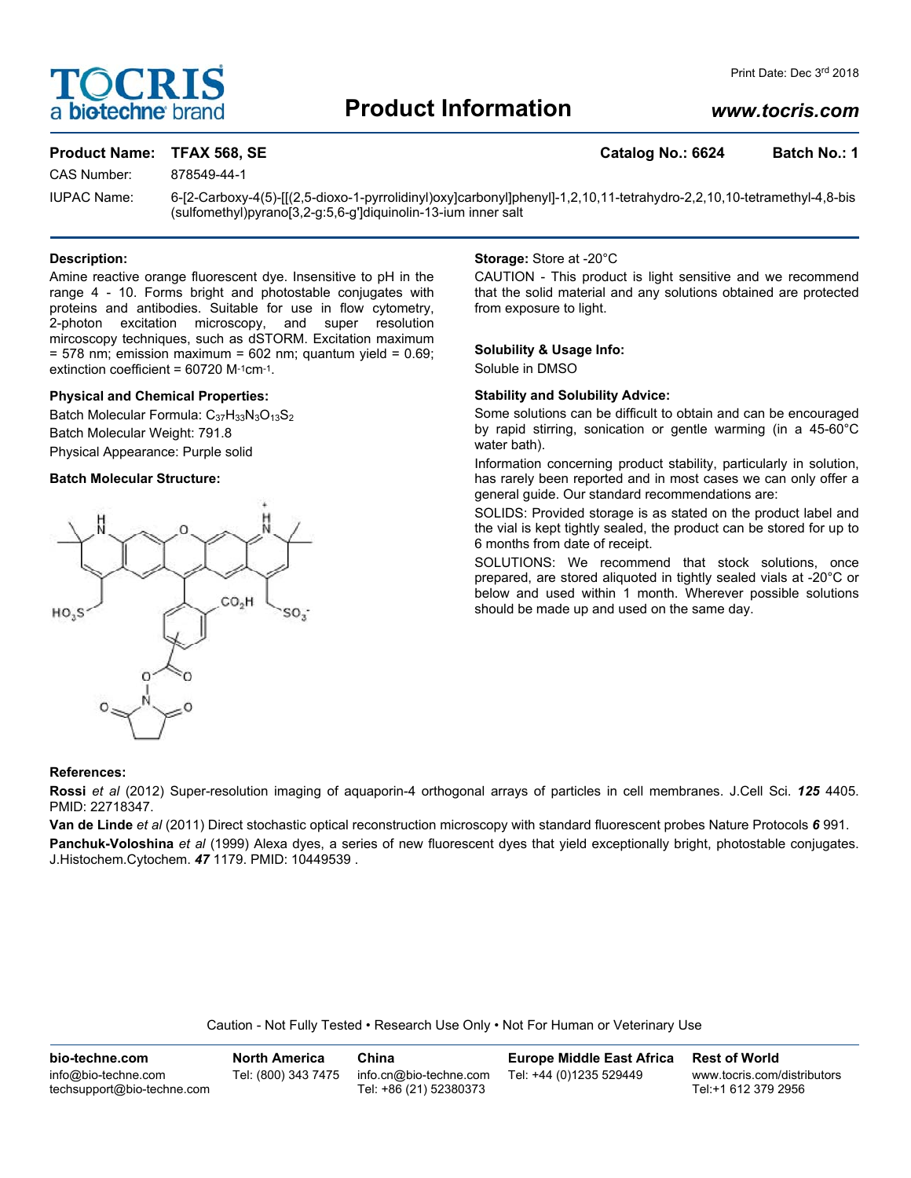# TOCRIS

a biotechne brand

# Product Information

Print Date: Dec 3rd 2018

**www.tocris.com**

**Product Name:** **TFAX 568, SE** **Catalog No.: 6624** **Batch No.: 1**

CAS Number: 878549-44-1

IUPAC Name: 6-[2-Carboxy-4(5)-[[(2,5-dioxo-1-pyrrolidinyl)oxy]carbonyl]phenyl]-1,2,10,11-tetrahydro-2,2,10,10-tetramethyl-4,8-bis(sulfomethyl)pyrano[3,2-g:5,6-g']diquinolin-13-ium inner salt

### Description:

Amine reactive orange fluorescent dye. Insensitive to pH in the range 4 - 10. Forms bright and photostable conjugates with proteins and antibodies. Suitable for use in flow cytometry, 2-photon excitation microscopy, and super resolution mircoscopy techniques, such as dSTORM. Excitation maximum = 578 nm; emission maximum = 602 nm; quantum yield = 0.69; extinction coefficient = 60720 $M^{-1}cm^{-1}$.

### Physical and Chemical Properties:

Batch Molecular Formula: $C_{37}H_{33}N_3O_{13}S_2$

Batch Molecular Weight: 791.8

Physical Appearance: Purple solid

### Batch Molecular Structure:

### Storage: Store at -20°C

CAUTION - This product is light sensitive and we recommend that the solid material and any solutions obtained are protected from exposure to light.

### Solubility & Usage Info:

Soluble in DMSO

### Stability and Solubility Advice:

Some solutions can be difficult to obtain and can be encouraged by rapid stirring, sonication or gentle warming (in a 45-60°C water bath).

Information concerning product stability, particularly in solution, has rarely been reported and in most cases we can only offer a general guide. Our standard recommendations are:

SOLIDS: Provided storage is as stated on the product label and the vial is kept tightly sealed, the product can be stored for up to 6 months from date of receipt.

SOLUTIONS: We recommend that stock solutions, once prepared, are stored aliquoted in tightly sealed vials at -20°C or below and used within 1 month. Wherever possible solutions should be made up and used on the same day.

### References:

**Rossi** *et al* (2012) Super-resolution imaging of aquaporin-4 orthogonal arrays of particles in cell membranes. J.Cell Sci. ***125*** 4405. PMID: 22718347.

**Van de Linde** *et al* (2011) Direct stochastic optical reconstruction microscopy with standard fluorescent probes Nature Protocols ***6*** 991.

**Panchuk-Voloshina** *et al* (1999) Alexa dyes, a series of new fluorescent dyes that yield exceptionally bright, photostable conjugates. J.Histochem.Cytochem. ***47*** 1179. PMID: 10449539 .

Caution - Not Fully Tested • Research Use Only • Not For Human or Veterinary Use

| bio-techne.com | North America | China | Europe Middle East Africa | Rest of World |
|---|---|---|---|---|
| info@bio-techne.com<br>techsupport@bio-techne.com | Tel: (800) 343 7475 | info.cn@bio-techne.com<br>Tel: +86 (21) 52380373 | Tel: +44 (0)1235 529449 | www.tocris.com/distributors<br>Tel:+1 612 379 2956 |